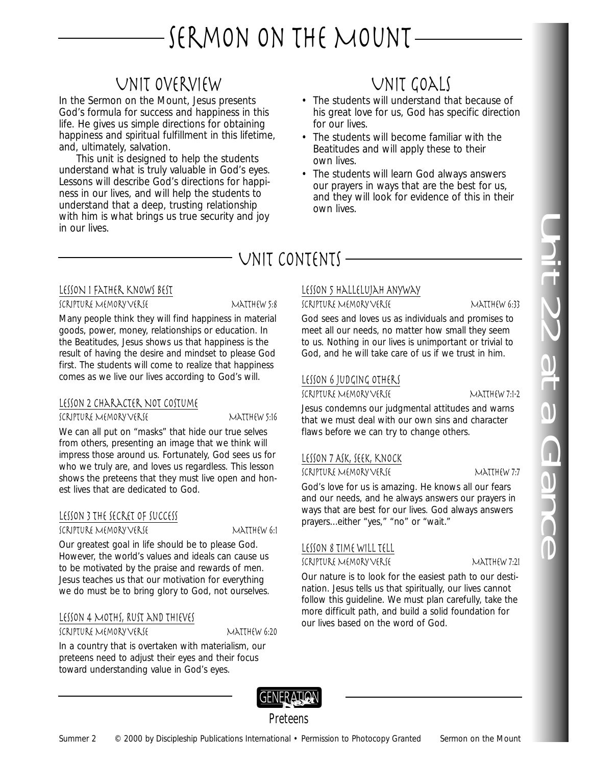# Sermon on the Mount

## Unit Overview

In the Sermon on the Mount, Jesus presents God's formula for success and happiness in this life. He gives us simple directions for obtaining happiness and spiritual fulfillment in this lifetime, and, ultimately, salvation.

This unit is designed to help the students understand what is truly valuable in God's eyes. Lessons will describe God's directions for happiness in our lives, and will help the students to understand that a deep, trusting relationship with him is what brings us true security and joy in our lives.

## Unit Goals

- The students will understand that because of his great love for us, God has specific direction for our lives.
- The students will become familiar with the Beatitudes and will apply these to their own lives.
- The students will learn God always answers our prayers in ways that are the best for us, and they will look for evidence of this in their own lives.

## Unit Contents

### Lesson 1 Father Knows Best

Scripture Memory Verse — Matthew 5:8

Many people think they will find happiness in material goods, power, money, relationships or education. In the Beatitudes, Jesus shows us that happiness is the result of having the desire and mindset to please God first. The students will come to realize that happiness comes as we live our lives according to God's will.

### Lesson 2 Character Not Costume

Scripture Memory Verse — Matthew 5:16

We can all put on "masks" that hide our true selves from others, presenting an image that we think will impress those around us. Fortunately, God sees us for who we truly are, and loves us regardless. This lesson shows the preteens that they must live open and honest lives that are dedicated to God.

### Lesson 3 The Secret of Success

Scripture Memory Verse — Matthew 6:1

Our greatest goal in life should be to please God. However, the world's values and ideals can cause us to be motivated by the praise and rewards of men. Jesus teaches us that our motivation for everything we do must be to bring glory to God, not ourselves.

### Lesson 4 Moths, Rust and Thieves

Scripture Memory Verse — Matthew 6:20

In a country that is overtaken with materialism, our preteens need to adjust their eyes and their focus toward understanding value in God's eyes.

### Lesson 5 Hallelujah Anyway

Scripture Memory Verse — Matthew 6:33

God sees and loves us as individuals and promises to meet all our needs, no matter how small they seem to us. Nothing in our lives is unimportant or trivial to God, and he will take care of us if we trust in him.

### Lesson 6 Judging Others

Scripture Memory Verse — Matthew 7:1-2

Jesus condemns our judgmental attitudes and warns that we must deal with our own sins and character flaws before we can try to change others.

### Lesson 7 Ask, Seek, Knock

Scripture Memory Verse — Matthew 7:7

God's love for us is amazing. He knows all our fears and our needs, and he always answers our prayers in ways that are best for our lives. God always answers prayers...either "yes," "no" or "wait."

### Lesson 8 Time Will Tell

Scripture Memory Verse — Matthew 7:21

Our nature is to look for the easiest path to our destination. Jesus tells us that spiritually, our lives cannot follow this guideline. We must plan carefully, take the more difficult path, and build a solid foundation for our lives based on the word of God.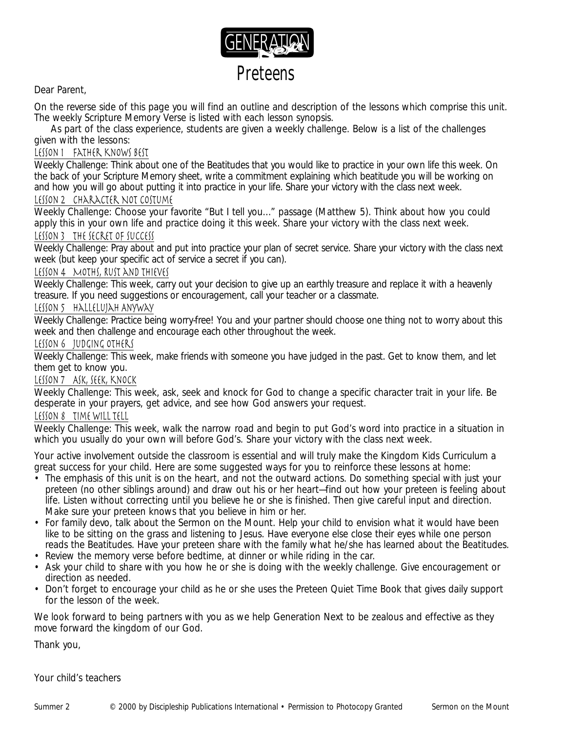# Preteens

Dear Parent,

On the reverse side of this page you will find an outline and description of the lessons which comprise this unit. The weekly Scripture Memory Verse is listed with each lesson synopsis.

As part of the class experience, students are given a weekly challenge. Below is a list of the challenges given with the lessons:

### Lesson 1 Father Knows Best

Weekly Challenge: Think about one of the Beatitudes that you would like to practice in your own life this week. On the back of your Scripture Memory sheet, write a commitment explaining which beatitude you will be working on and how you will go about putting it into practice in your life. Share your victory with the class next week.

### Lesson 2 Character Not Costume

Weekly Challenge: Choose your favorite "But I tell you..." passage (Matthew 5). Think about how you could apply this in your own life and practice doing it this week. Share your victory with the class next week.

### Lesson 3 The Secret of Success

Weekly Challenge: Pray about and put into practice your plan of secret service. Share your victory with the class next week (but keep your specific act of service a secret if you can).

### Lesson 4 Moths, Rust and Thieves

Weekly Challenge: This week, carry out your decision to give up an earthly treasure and replace it with a heavenly treasure. If you need suggestions or encouragement, call your teacher or a classmate.

### Lesson 5 Hallelujah Anyway

Weekly Challenge: Practice being worry-free! You and your partner should choose one thing not to worry about this week and then challenge and encourage each other throughout the week.

### Lesson 6 Judging Others

Weekly Challenge: This week, make friends with someone you have judged in the past. Get to know them, and let them get to know you.

### Lesson 7 Ask, Seek, Knock

Weekly Challenge: This week, ask, seek and knock for God to change a specific character trait in your life. Be desperate in your prayers, get advice, and see how God answers your request.

### Lesson 8 Time Will Tell

Weekly Challenge: This week, walk the narrow road and begin to put God's word into practice in a situation in which you usually do your own will before God's. Share your victory with the class next week.

Your active involvement outside the classroom is essential and will truly make the Kingdom Kids Curriculum a great success for your child. Here are some suggested ways for you to reinforce these lessons at home:

- The emphasis of this unit is on the heart, and not the outward actions. Do something special with just your preteen (no other siblings around) and draw out his or her heart—find out how your preteen is feeling about life. Listen without correcting until you believe he or she is finished. Then give careful input and direction. Make sure your preteen knows that you believe in him or her.
- For family devo, talk about the Sermon on the Mount. Help your child to envision what it would have been like to be sitting on the grass and listening to Jesus. Have everyone else close their eyes while one person reads the Beatitudes. Have your preteen share with the family what he/she has learned about the Beatitudes.
- Review the memory verse before bedtime, at dinner or while riding in the car.
- Ask your child to share with you how he or she is doing with the weekly challenge. Give encouragement or direction as needed.
- Don't forget to encourage your child as he or she uses the Preteen Quiet Time Book that gives daily support for the lesson of the week.

We look forward to being partners with you as we help Generation Next to be zealous and effective as they move forward the kingdom of our God.

Thank you,

Your child's teachers